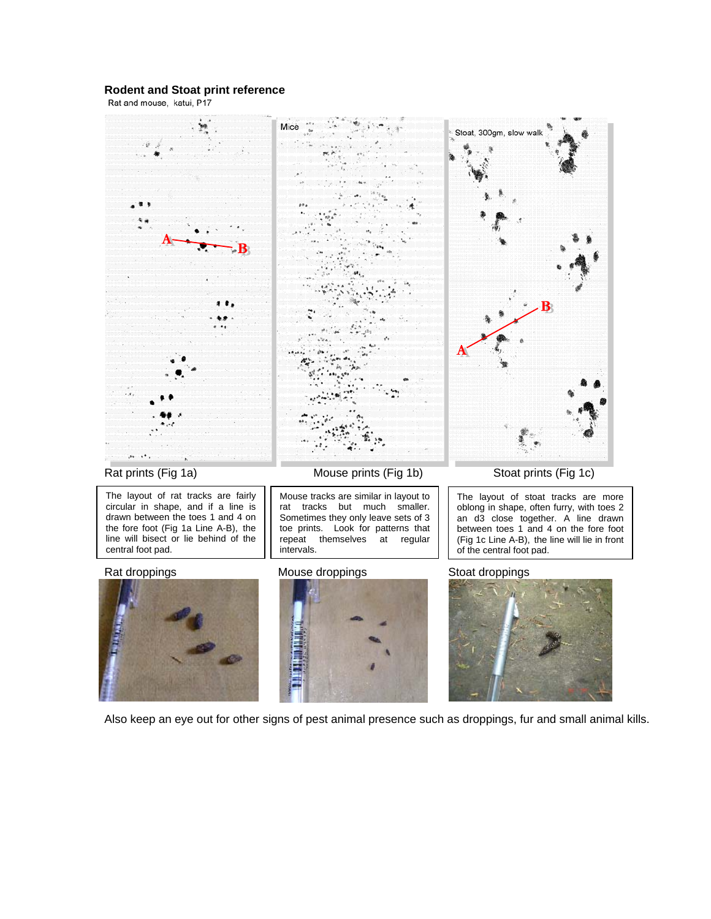## Rodent and Stoat print reference

Rat and mouse, katui, P17

Mice

Stoat, 300gm, slow walk

Rat prints (Fig 1a)

Mouse prints (Fig 1b)

Stoat prints (Fig 1c)

| The layout of rat tracks are fairly circular in shape, and if a line is drawn between the toes 1 and 4 on the fore foot (Fig 1a Line A-B), the line will bisect or lie behind of the central foot pad. | Mouse tracks are similar in layout to rat tracks but much smaller. Sometimes they only leave sets of 3 toe prints. Look for patterns that repeat themselves at regular intervals. | The layout of stoat tracks are more oblong in shape, often furry, with toes 2 an d3 close together. A line drawn between toes 1 and 4 on the fore foot (Fig 1c Line A-B), the line will lie in front of the central foot pad. |
|---|---|---|

Rat droppings

Mouse droppings

Stoat droppings

Also keep an eye out for other signs of pest animal presence such as droppings, fur and small animal kills.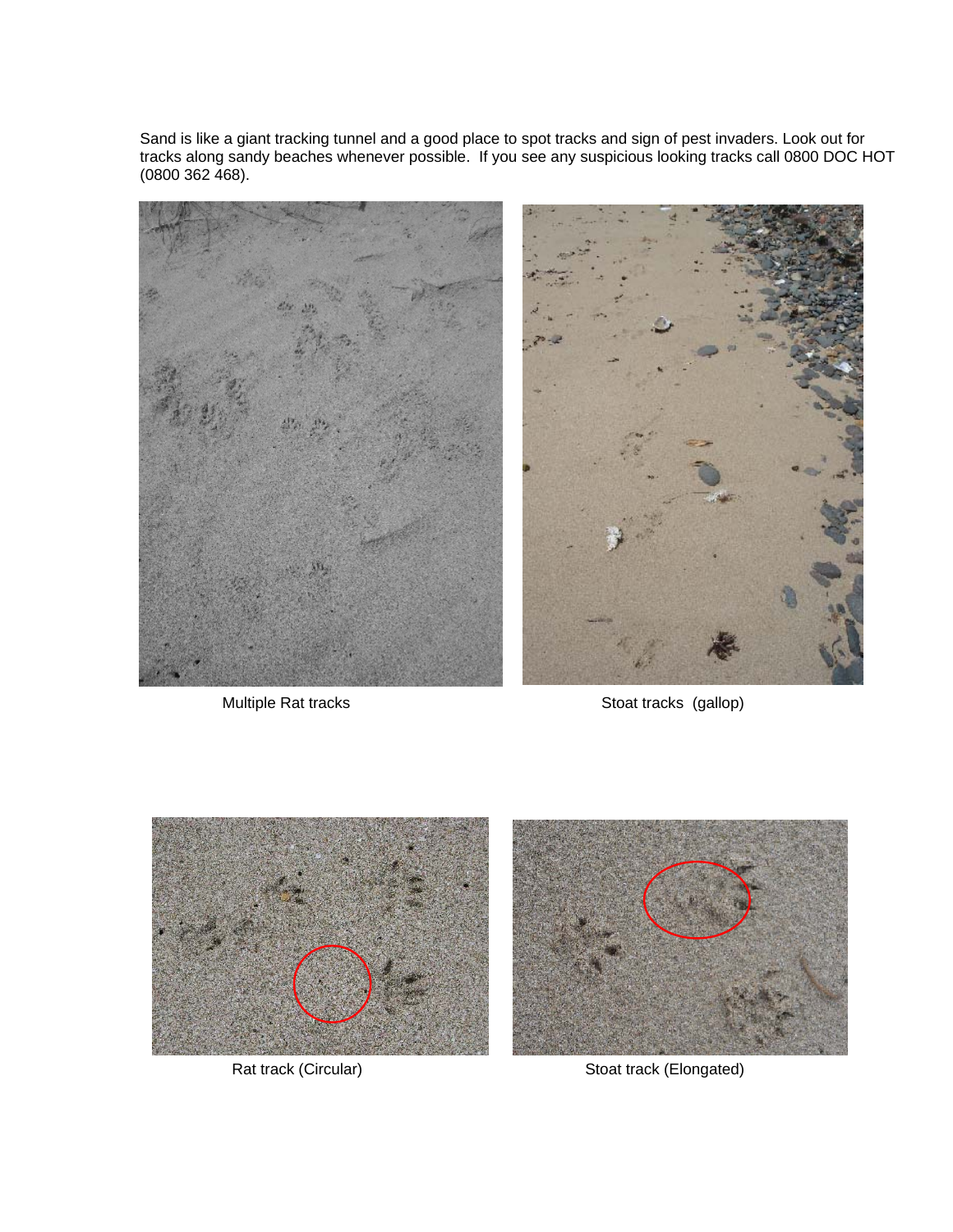Sand is like a giant tracking tunnel and a good place to spot tracks and sign of pest invaders. Look out for tracks along sandy beaches whenever possible. If you see any suspicious looking tracks call 0800 DOC HOT (0800 362 468).

Multiple Rat tracks

Stoat tracks (gallop)

Rat track (Circular)

Stoat track (Elongated)